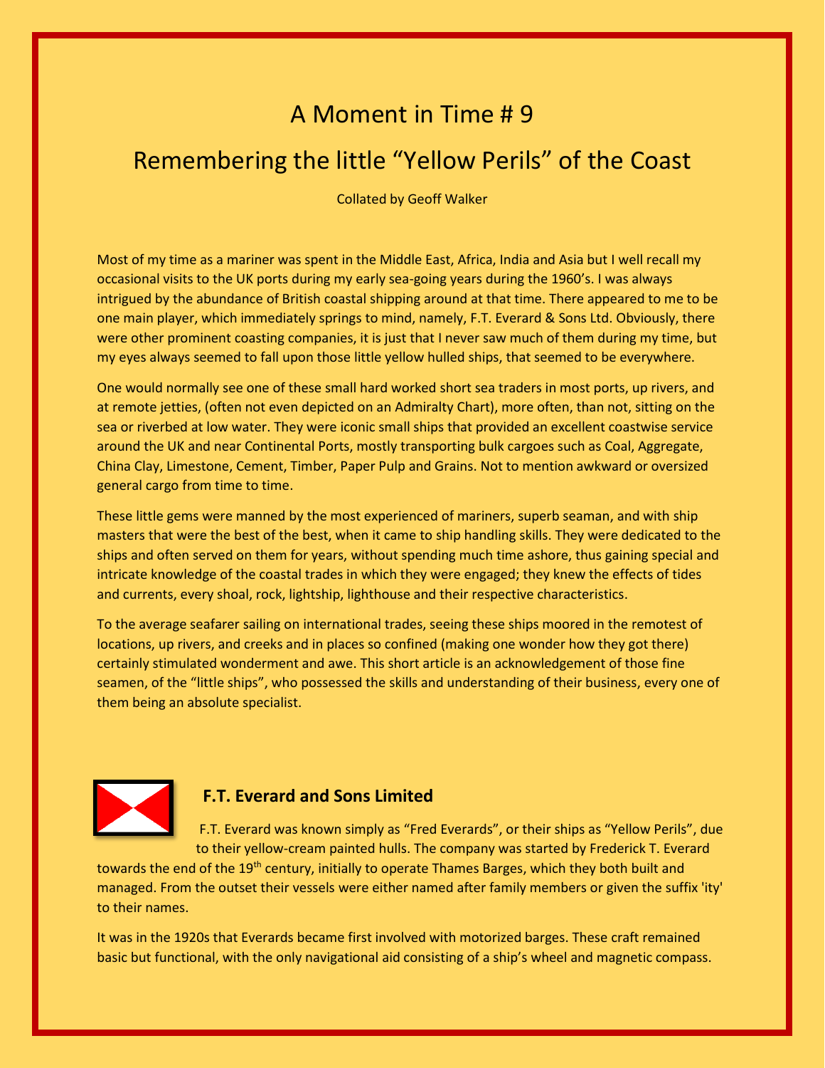# A Moment in Time # 9

# Remembering the little "Yellow Perils" of the Coast

Collated by Geoff Walker

Most of my time as a mariner was spent in the Middle East, Africa, India and Asia but I well recall my occasional visits to the UK ports during my early sea-going years during the 1960's. I was always intrigued by the abundance of British coastal shipping around at that time. There appeared to me to be one main player, which immediately springs to mind, namely, F.T. Everard & Sons Ltd. Obviously, there were other prominent coasting companies, it is just that I never saw much of them during my time, but my eyes always seemed to fall upon those little yellow hulled ships, that seemed to be everywhere.

One would normally see one of these small hard worked short sea traders in most ports, up rivers, and at remote jetties, (often not even depicted on an Admiralty Chart), more often, than not, sitting on the sea or riverbed at low water. They were iconic small ships that provided an excellent coastwise service around the UK and near Continental Ports, mostly transporting bulk cargoes such as Coal, Aggregate, China Clay, Limestone, Cement, Timber, Paper Pulp and Grains. Not to mention awkward or oversized general cargo from time to time.

These little gems were manned by the most experienced of mariners, superb seaman, and with ship masters that were the best of the best, when it came to ship handling skills. They were dedicated to the ships and often served on them for years, without spending much time ashore, thus gaining special and intricate knowledge of the coastal trades in which they were engaged; they knew the effects of tides and currents, every shoal, rock, lightship, lighthouse and their respective characteristics.

To the average seafarer sailing on international trades, seeing these ships moored in the remotest of locations, up rivers, and creeks and in places so confined (making one wonder how they got there) certainly stimulated wonderment and awe. This short article is an acknowledgement of those fine seamen, of the "little ships", who possessed the skills and understanding of their business, every one of them being an absolute specialist.

## F.T. Everard and Sons Limited

F.T. Everard was known simply as "Fred Everards", or their ships as "Yellow Perils", due to their yellow-cream painted hulls. The company was started by Frederick T. Everard towards the end of the 19th century, initially to operate Thames Barges, which they both built and managed. From the outset their vessels were either named after family members or given the suffix 'ity' to their names.

It was in the 1920s that Everards became first involved with motorized barges. These craft remained basic but functional, with the only navigational aid consisting of a ship's wheel and magnetic compass.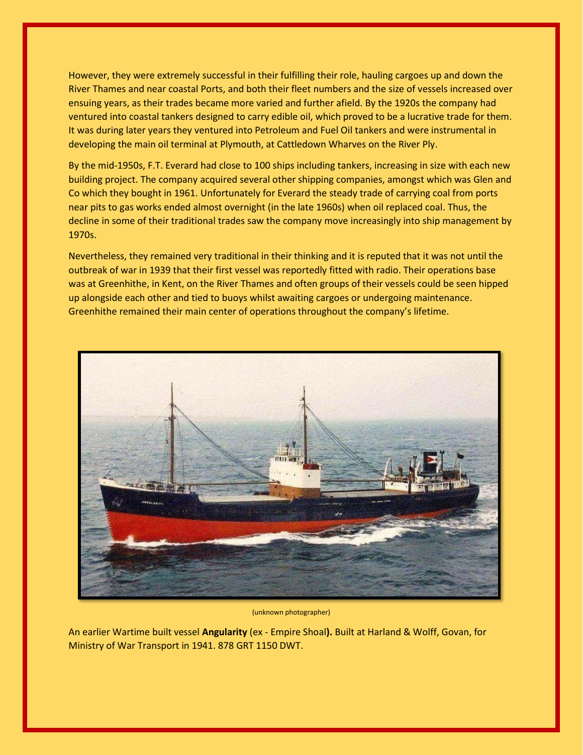However, they were extremely successful in their fulfilling their role, hauling cargoes up and down the River Thames and near coastal Ports, and both their fleet numbers and the size of vessels increased over ensuing years, as their trades became more varied and further afield. By the 1920s the company had ventured into coastal tankers designed to carry edible oil, which proved to be a lucrative trade for them. It was during later years they ventured into Petroleum and Fuel Oil tankers and were instrumental in developing the main oil terminal at Plymouth, at Cattledown Wharves on the River Ply.

By the mid-1950s, F.T. Everard had close to 100 ships including tankers, increasing in size with each new building project. The company acquired several other shipping companies, amongst which was Glen and Co which they bought in 1961. Unfortunately for Everard the steady trade of carrying coal from ports near pits to gas works ended almost overnight (in the late 1960s) when oil replaced coal. Thus, the decline in some of their traditional trades saw the company move increasingly into ship management by 1970s.

Nevertheless, they remained very traditional in their thinking and it is reputed that it was not until the outbreak of war in 1939 that their first vessel was reportedly fitted with radio. Their operations base was at Greenhithe, in Kent, on the River Thames and often groups of their vessels could be seen hipped up alongside each other and tied to buoys whilst awaiting cargoes or undergoing maintenance. Greenhithe remained their main center of operations throughout the company's lifetime.

(unknown photographer)

An earlier Wartime built vessel **Angularity** (ex - Empire Shoal**).** Built at Harland & Wolff, Govan, for Ministry of War Transport in 1941. 878 GRT 1150 DWT.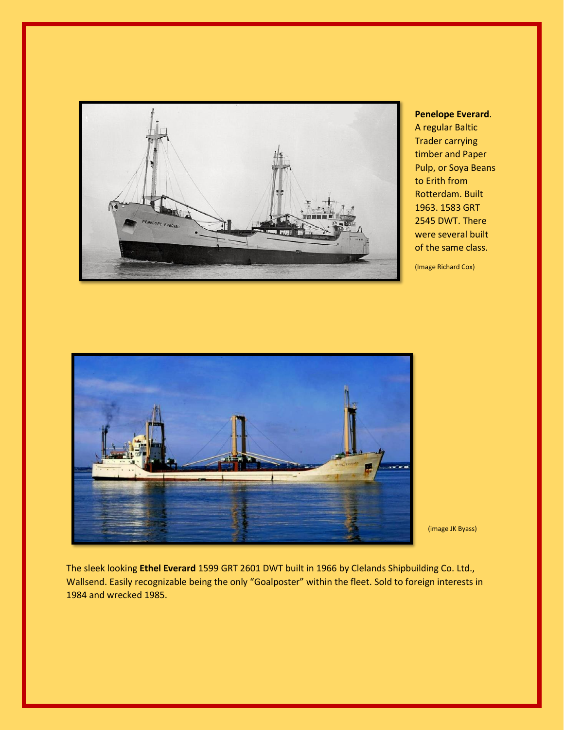**Penelope Everard**. A regular Baltic Trader carrying timber and Paper Pulp, or Soya Beans to Erith from Rotterdam. Built 1963. 1583 GRT 2545 DWT. There were several built of the same class.

(Image Richard Cox)

(image JK Byass)

The sleek looking **Ethel Everard** 1599 GRT 2601 DWT built in 1966 by Clelands Shipbuilding Co. Ltd., Wallsend. Easily recognizable being the only "Goalposter" within the fleet. Sold to foreign interests in 1984 and wrecked 1985.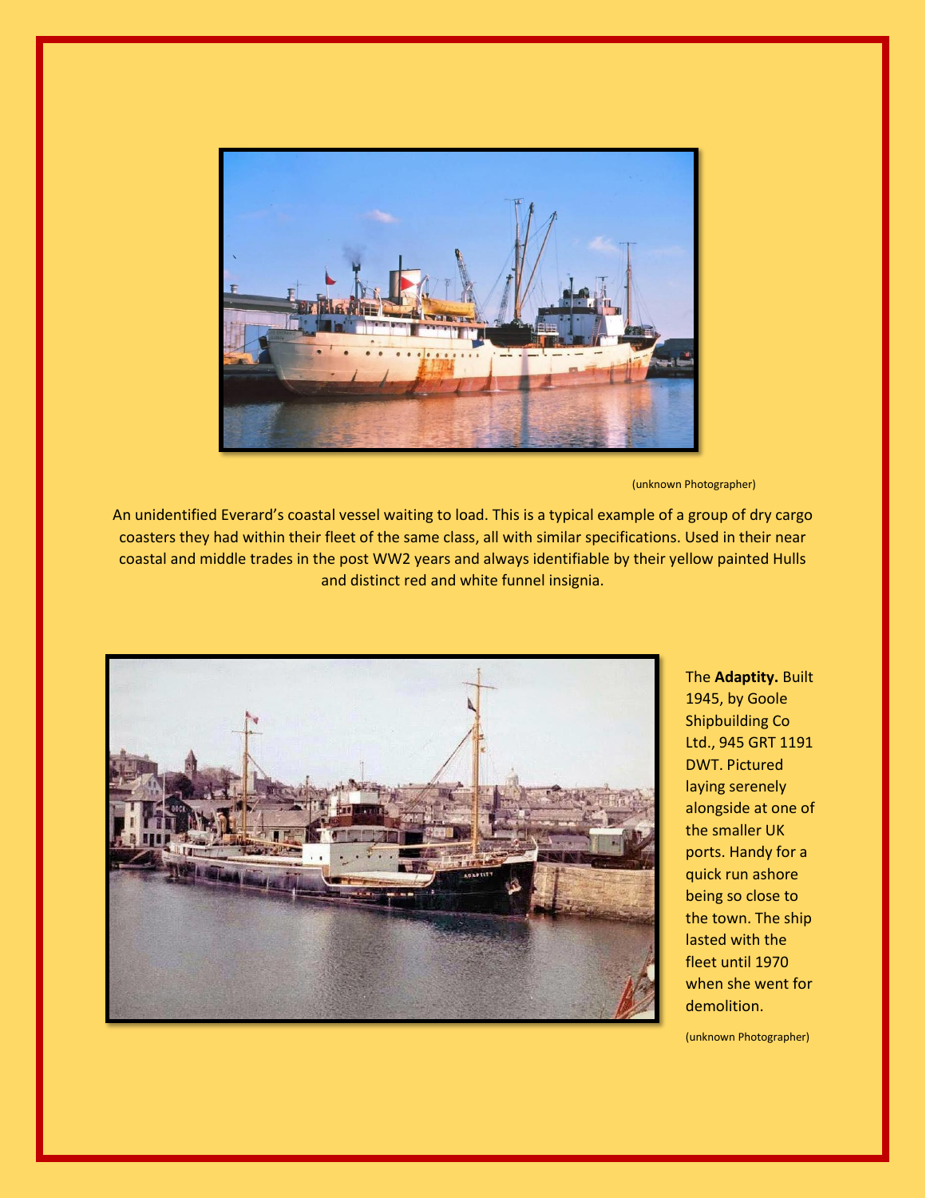(unknown Photographer)

An unidentified Everard's coastal vessel waiting to load. This is a typical example of a group of dry cargo coasters they had within their fleet of the same class, all with similar specifications. Used in their near coastal and middle trades in the post WW2 years and always identifiable by their yellow painted Hulls and distinct red and white funnel insignia.

The **Adaptity.** Built 1945, by Goole Shipbuilding Co Ltd., 945 GRT 1191 DWT. Pictured laying serenely alongside at one of the smaller UK ports. Handy for a quick run ashore being so close to the town. The ship lasted with the fleet until 1970 when she went for demolition.

(unknown Photographer)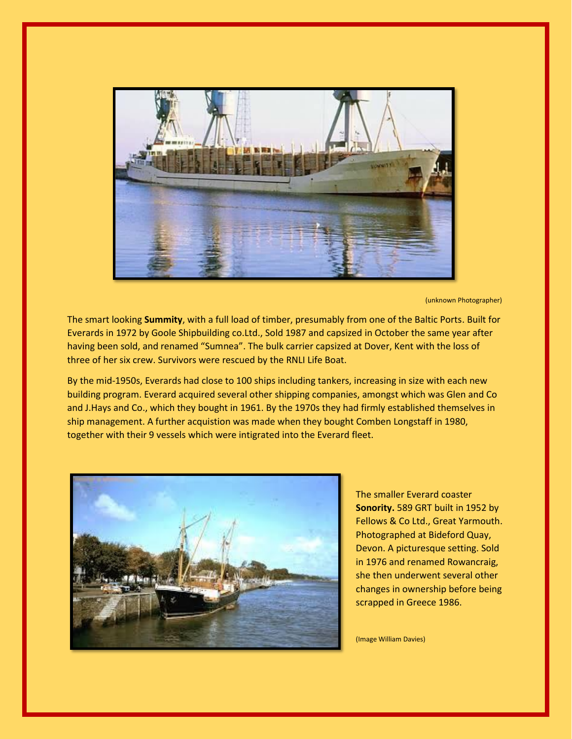(unknown Photographer)

The smart looking **Summity**, with a full load of timber, presumably from one of the Baltic Ports. Built for Everards in 1972 by Goole Shipbuilding co.Ltd., Sold 1987 and capsized in October the same year after having been sold, and renamed "Sumnea". The bulk carrier capsized at Dover, Kent with the loss of three of her six crew. Survivors were rescued by the RNLI Life Boat.

By the mid-1950s, Everards had close to 100 ships including tankers, increasing in size with each new building program. Everard acquired several other shipping companies, amongst which was Glen and Co and J.Hays and Co., which they bought in 1961. By the 1970s they had firmly established themselves in ship management. A further acquistion was made when they bought Comben Longstaff in 1980, together with their 9 vessels which were intigrated into the Everard fleet.

The smaller Everard coaster **Sonority.** 589 GRT built in 1952 by Fellows & Co Ltd., Great Yarmouth. Photographed at Bideford Quay, Devon. A picturesque setting. Sold in 1976 and renamed Rowancraig, she then underwent several other changes in ownership before being scrapped in Greece 1986.

(Image William Davies)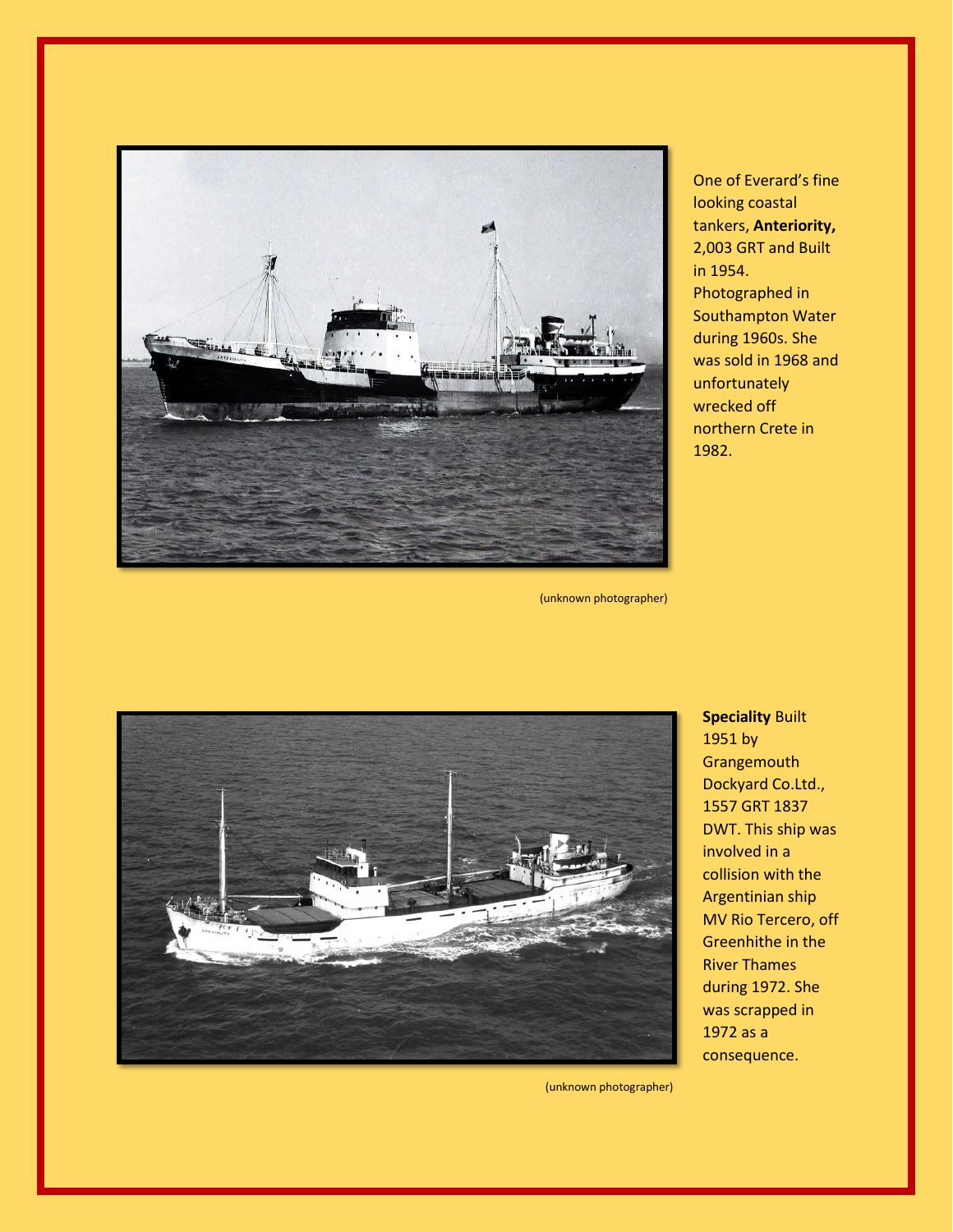One of Everard's fine looking coastal tankers, **Anteriority,** 2,003 GRT and Built in 1954. Photographed in Southampton Water during 1960s. She was sold in 1968 and unfortunately wrecked off northern Crete in 1982.

(unknown photographer)

**Speciality** Built 1951 by Grangemouth Dockyard Co.Ltd., 1557 GRT 1837 DWT. This ship was involved in a collision with the Argentinian ship MV Rio Tercero, off Greenhithe in the River Thames during 1972. She was scrapped in 1972 as a consequence.

(unknown photographer)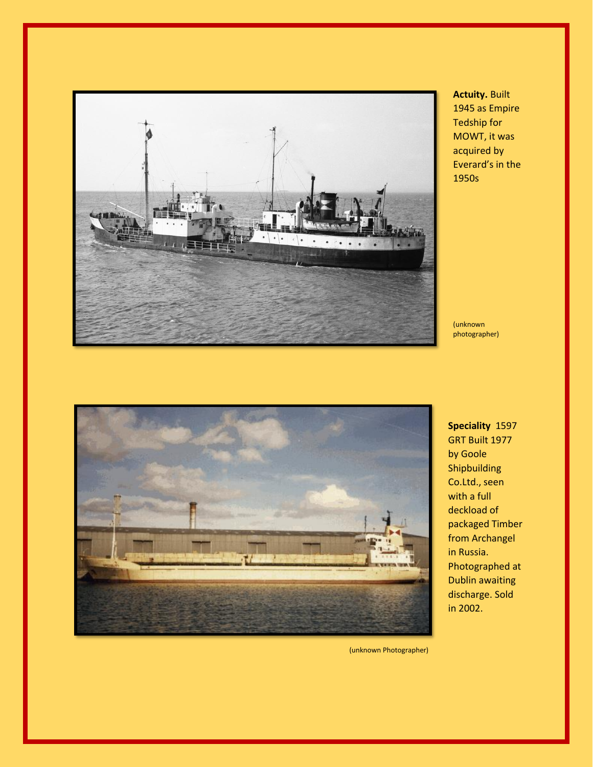**Actuity.** Built 1945 as Empire Tedship for MOWT, it was acquired by Everard's in the 1950s

(unknown photographer)

**Speciality** 1597 GRT Built 1977 by Goole Shipbuilding Co.Ltd., seen with a full deckload of packaged Timber from Archangel in Russia. Photographed at Dublin awaiting discharge. Sold in 2002.

(unknown Photographer)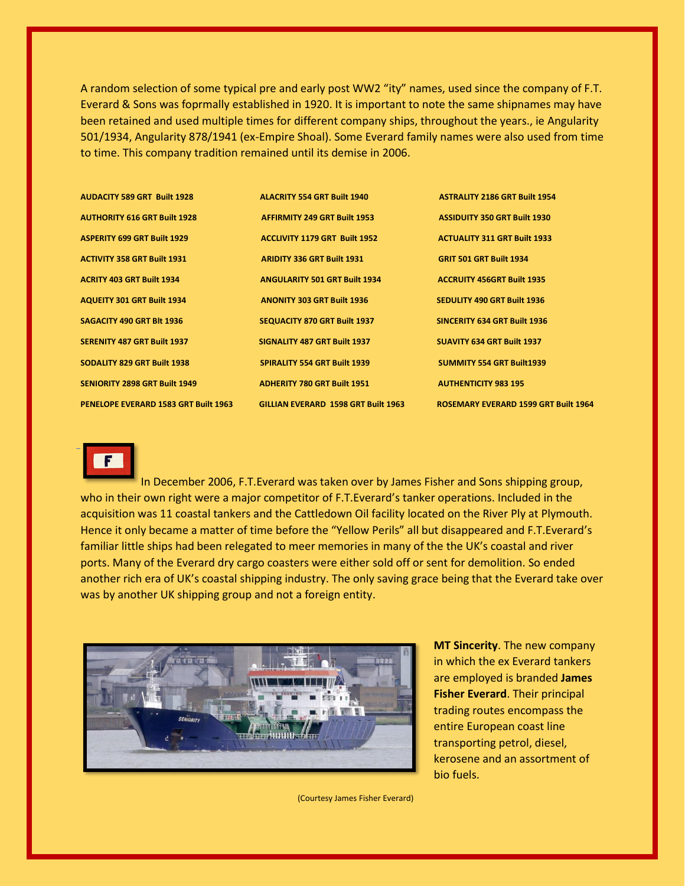A random selection of some typical pre and early post WW2 "ity" names, used since the company of F.T. Everard & Sons was foprmally established in 1920. It is important to note the same shipnames may have been retained and used multiple times for different company ships, throughout the years., ie Angularity 501/1934, Angularity 878/1941 (ex-Empire Shoal). Some Everard family names were also used from time to time. This company tradition remained until its demise in 2006.

| | | |
|---|---|---|
| **AUDACITY 589 GRT Built 1928** | **ALACRITY 554 GRT Built 1940** | **ASTRALITY 2186 GRT Built 1954** |
| **AUTHORITY 616 GRT Built 1928** | **AFFIRMITY 249 GRT Built 1953** | **ASSIDUITY 350 GRT Built 1930** |
| **ASPERITY 699 GRT Built 1929** | **ACCLIVITY 1179 GRT Built 1952** | **ACTUALITY 311 GRT Built 1933** |
| **ACTIVITY 358 GRT Built 1931** | **ARIDITY 336 GRT Built 1931** | **GRIT 501 GRT Built 1934** |
| **ACRITY 403 GRT Built 1934** | **ANGULARITY 501 GRT Built 1934** | **ACCRUITY 456GRT Built 1935** |
| **AQUEITY 301 GRT Built 1934** | **ANONITY 303 GRT Built 1936** | **SEDULITY 490 GRT Built 1936** |
| **SAGACITY 490 GRT Blt 1936** | **SEQUACITY 870 GRT Built 1937** | **SINCERITY 634 GRT Built 1936** |
| **SERENITY 487 GRT Built 1937** | **SIGNALITY 487 GRT Built 1937** | **SUAVITY 634 GRT Built 1937** |
| **SODALITY 829 GRT Built 1938** | **SPIRALITY 554 GRT Built 1939** | **SUMMITY 554 GRT Built1939** |
| **SENIORITY 2898 GRT Built 1949** | **ADHERITY 780 GRT Built 1951** | **AUTHENTICITY 983 195** |
| **PENELOPE EVERARD 1583 GRT Built 1963** | **GILLIAN EVERARD 1598 GRT Built 1963** | **ROSEMARY EVERARD 1599 GRT Built 1964** |

In December 2006, F.T.Everard was taken over by James Fisher and Sons shipping group, who in their own right were a major competitor of F.T.Everard's tanker operations. Included in the acquisition was 11 coastal tankers and the Cattledown Oil facility located on the River Ply at Plymouth. Hence it only became a matter of time before the "Yellow Perils" all but disappeared and F.T.Everard's familiar little ships had been relegated to meer memories in many of the the UK's coastal and river ports. Many of the Everard dry cargo coasters were either sold off or sent for demolition. So ended another rich era of UK's coastal shipping industry. The only saving grace being that the Everard take over was by another UK shipping group and not a foreign entity.

**MT Sincerity**. The new company in which the ex Everard tankers are employed is branded **James Fisher Everard**. Their principal trading routes encompass the entire European coast line transporting petrol, diesel, kerosene and an assortment of bio fuels.

(Courtesy James Fisher Everard)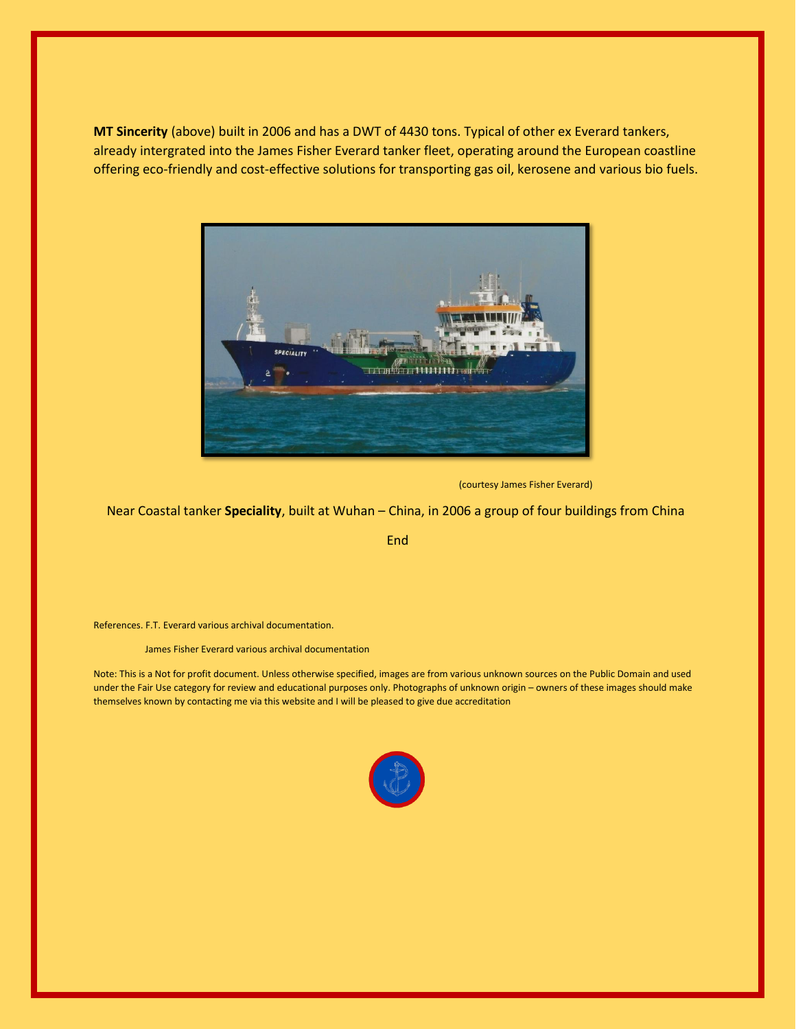**MT Sincerity** (above) built in 2006 and has a DWT of 4430 tons. Typical of other ex Everard tankers, already intergrated into the James Fisher Everard tanker fleet, operating around the European coastline offering eco-friendly and cost-effective solutions for transporting gas oil, kerosene and various bio fuels.

(courtesy James Fisher Everard)

Near Coastal tanker **Speciality**, built at Wuhan – China, in 2006 a group of four buildings from China

End

References. F.T. Everard various archival documentation.

James Fisher Everard various archival documentation

Note: This is a Not for profit document. Unless otherwise specified, images are from various unknown sources on the Public Domain and used under the Fair Use category for review and educational purposes only. Photographs of unknown origin – owners of these images should make themselves known by contacting me via this website and I will be pleased to give due accreditation